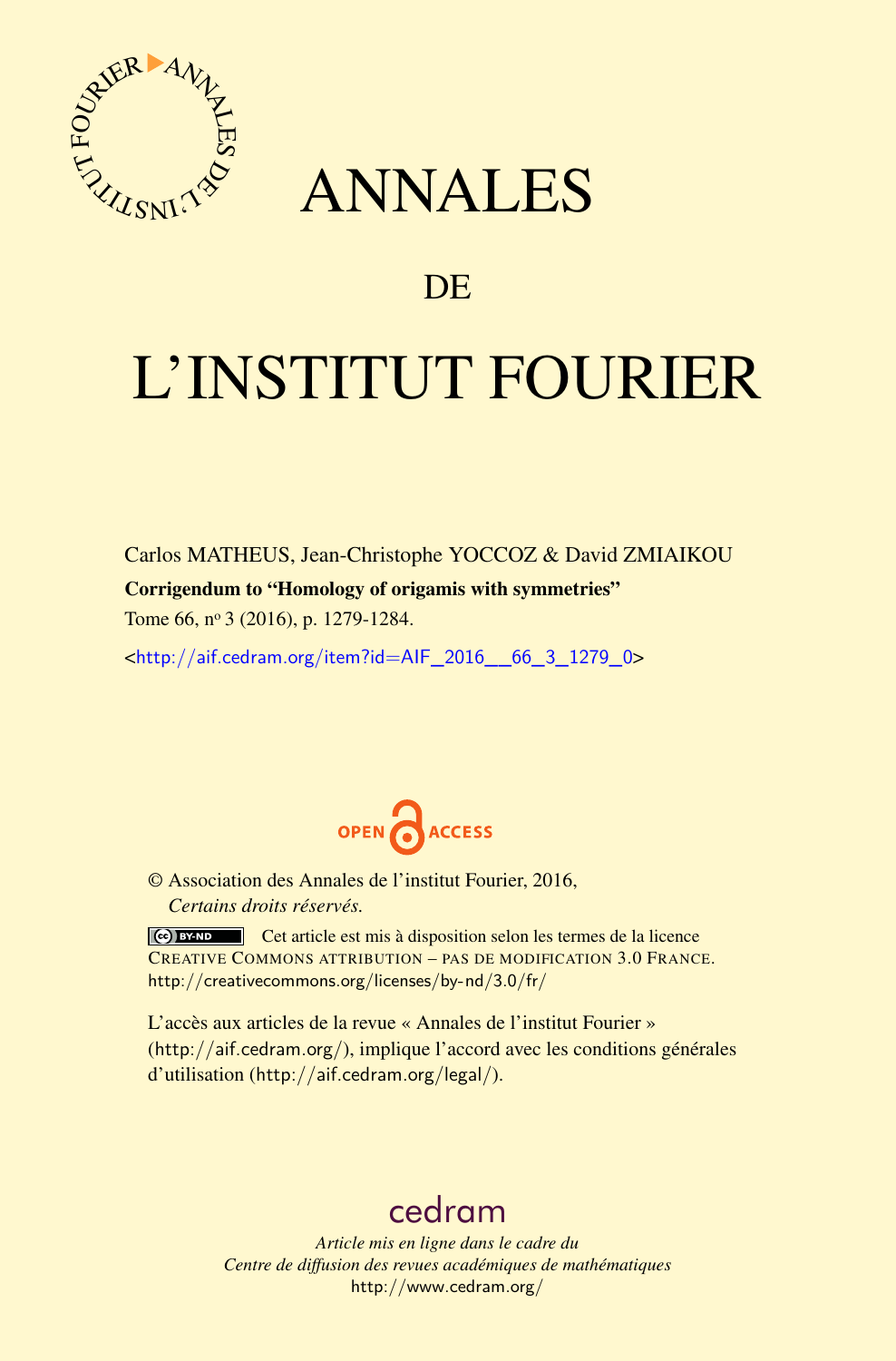# ANNALES

## DE

# L'INSTITUT FOURIER

Carlos MATHEUS, Jean-Christophe YOCCOZ & David ZMIAIKOU

**Corrigendum to "Homology of origamis with symmetries"**

Tome 66, n° 3 (2016), p. 1279-1284.

<http://aif.cedram.org/item?id=AIF_2016__66_3_1279_0>

© Association des Annales de l'institut Fourier, 2016,
*Certains droits réservés.*

Cet article est mis à disposition selon les termes de la licence
CREATIVE COMMONS ATTRIBUTION – PAS DE MODIFICATION 3.0 FRANCE.
http://creativecommons.org/licenses/by-nd/3.0/fr/

L'accès aux articles de la revue « Annales de l'institut Fourier »
(http://aif.cedram.org/), implique l'accord avec les conditions générales
d'utilisation (http://aif.cedram.org/legal/).

cedram

*Article mis en ligne dans le cadre du*
*Centre de diffusion des revues académiques de mathématiques*
http://www.cedram.org/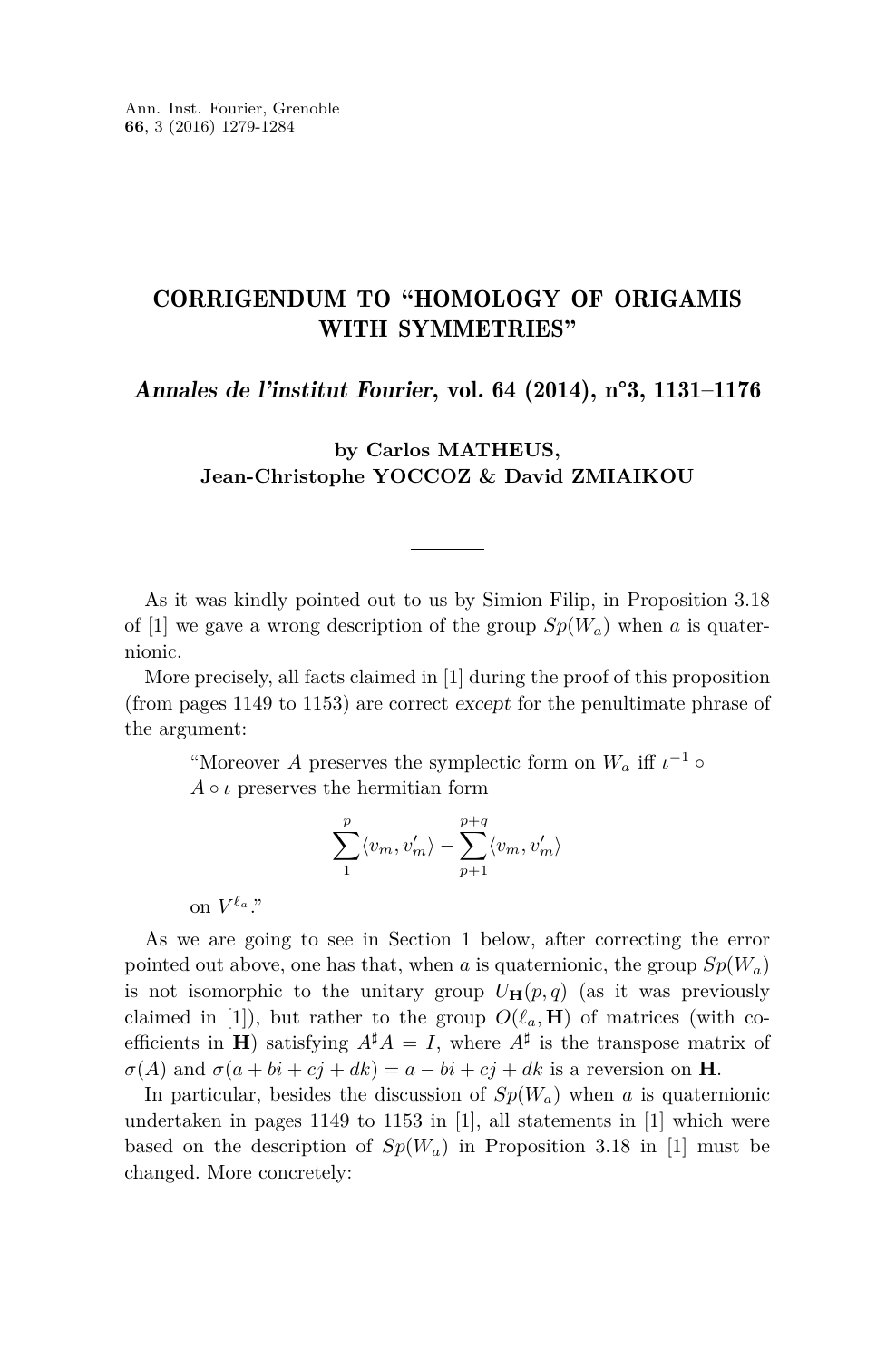# CORRIGENDUM TO "HOMOLOGY OF ORIGAMIS WITH SYMMETRIES"

## *Annales de l'institut Fourier*, vol. 64 (2014), n°3, 1131–1176

**by Carlos MATHEUS, Jean-Christophe YOCCOZ & David ZMIAIKOU**

---

As it was kindly pointed out to us by Simion Filip, in Proposition 3.18 of [1] we gave a wrong description of the group $Sp(W_a)$ when $a$ is quaternionic.

More precisely, all facts claimed in [1] during the proof of this proposition (from pages 1149 to 1153) are correct *except* for the penultimate phrase of the argument:

> "Moreover $A$ preserves the symplectic form on $W_a$ iff $\iota^{-1} \circ A \circ \iota$ preserves the hermitian form
>
> $$\sum_{1}^{p} \langle v_m, v_m' \rangle - \sum_{p+1}^{p+q} \langle v_m, v_m' \rangle$$
>
> on $V^{\ell_a}$."

As we are going to see in Section 1 below, after correcting the error pointed out above, one has that, when $a$ is quaternionic, the group $Sp(W_a)$ is not isomorphic to the unitary group $U_{\mathbf{H}}(p,q)$ (as it was previously claimed in [1]), but rather to the group $O(\ell_a, \mathbf{H})$ of matrices (with coefficients in $\mathbf{H}$) satisfying $A^\sharp A = I$, where $A^\sharp$ is the transpose matrix of $\sigma(A)$ and $\sigma(a + bi + cj + dk) = a - bi + cj + dk$ is a reversion on $\mathbf{H}$.

In particular, besides the discussion of $Sp(W_a)$ when $a$ is quaternionic undertaken in pages 1149 to 1153 in [1], all statements in [1] which were based on the description of $Sp(W_a)$ in Proposition 3.18 in [1] must be changed. More concretely: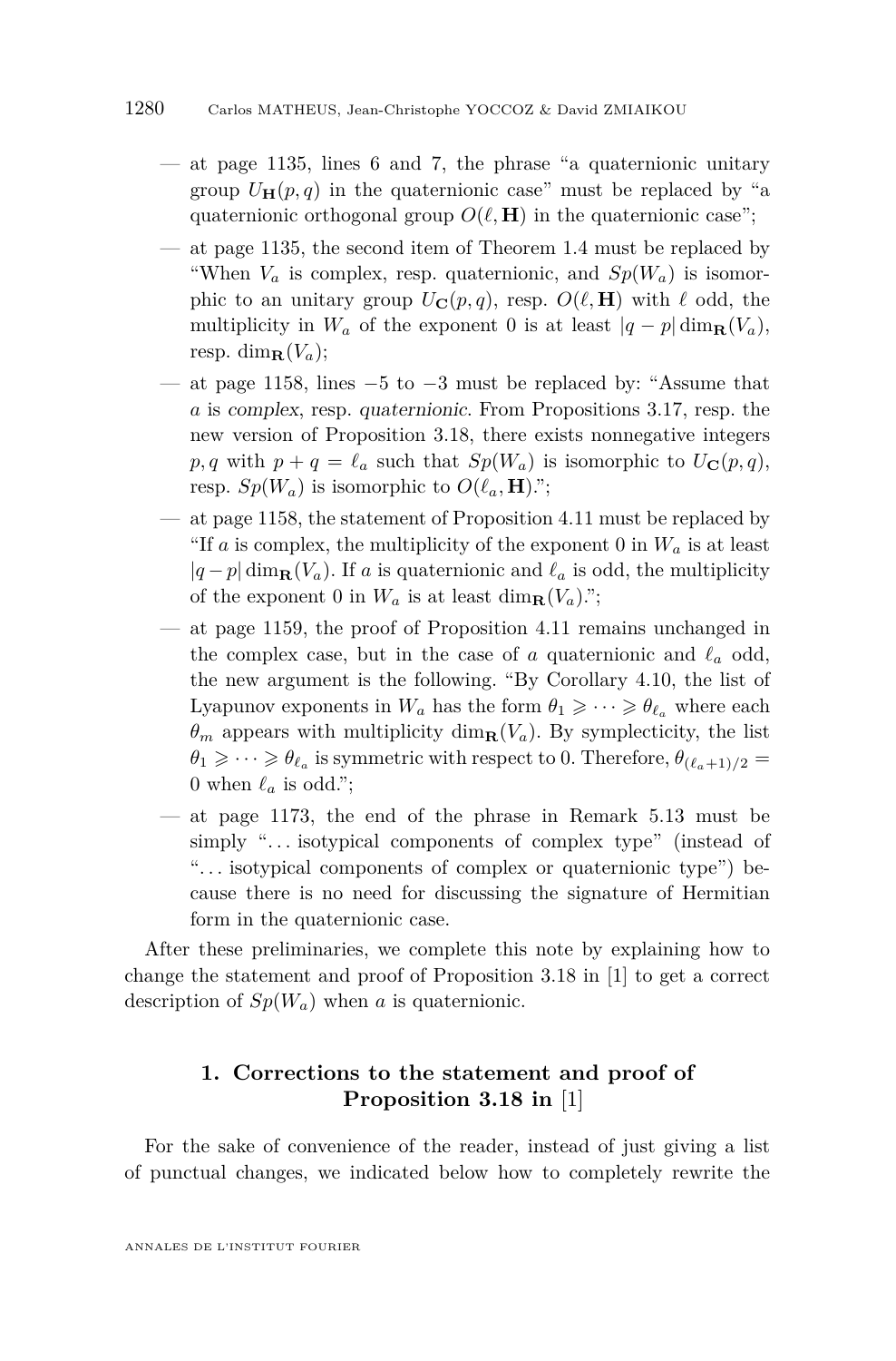- at page 1135, lines 6 and 7, the phrase "a quaternionic unitary group $U_{\mathbf{H}}(p,q)$ in the quaternionic case" must be replaced by "a quaternionic orthogonal group $O(\ell, \mathbf{H})$ in the quaternionic case";
- at page 1135, the second item of Theorem 1.4 must be replaced by "When $V_a$ is complex, resp. quaternionic, and $Sp(W_a)$ is isomorphic to an unitary group $U_{\mathbf{C}}(p,q)$, resp. $O(\ell, \mathbf{H})$ with $\ell$ odd, the multiplicity in $W_a$ of the exponent 0 is at least $|q-p| \dim_{\mathbf{R}}(V_a)$, resp. $\dim_{\mathbf{R}}(V_a)$;
- at page 1158, lines $-5$ to $-3$ must be replaced by: "Assume that $a$ is *complex*, resp. *quaternionic*. From Propositions 3.17, resp. the new version of Proposition 3.18, there exists nonnegative integers $p, q$ with $p + q = \ell_a$ such that $Sp(W_a)$ is isomorphic to $U_{\mathbf{C}}(p,q)$, resp. $Sp(W_a)$ is isomorphic to $O(\ell_a, \mathbf{H})$.";
- at page 1158, the statement of Proposition 4.11 must be replaced by "If $a$ is complex, the multiplicity of the exponent 0 in $W_a$ is at least $|q-p| \dim_{\mathbf{R}}(V_a)$. If $a$ is quaternionic and $\ell_a$ is odd, the multiplicity of the exponent 0 in $W_a$ is at least $\dim_{\mathbf{R}}(V_a)$.";
- at page 1159, the proof of Proposition 4.11 remains unchanged in the complex case, but in the case of $a$ quaternionic and $\ell_a$ odd, the new argument is the following. "By Corollary 4.10, the list of Lyapunov exponents in $W_a$ has the form $\theta_1 \geqslant \cdots \geqslant \theta_{\ell_a}$ where each $\theta_m$ appears with multiplicity $\dim_{\mathbf{R}}(V_a)$. By symplecticity, the list $\theta_1 \geqslant \cdots \geqslant \theta_{\ell_a}$ is symmetric with respect to 0. Therefore, $\theta_{(\ell_a+1)/2} = 0$ when $\ell_a$ is odd.";
- at page 1173, the end of the phrase in Remark 5.13 must be simply "... isotypical components of complex type" (instead of "... isotypical components of complex or quaternionic type") because there is no need for discussing the signature of Hermitian form in the quaternionic case.

After these preliminaries, we complete this note by explaining how to change the statement and proof of Proposition 3.18 in [1] to get a correct description of $Sp(W_a)$ when $a$ is quaternionic.

## 1. Corrections to the statement and proof of Proposition 3.18 in [1]

For the sake of convenience of the reader, instead of just giving a list of punctual changes, we indicated below how to completely rewrite the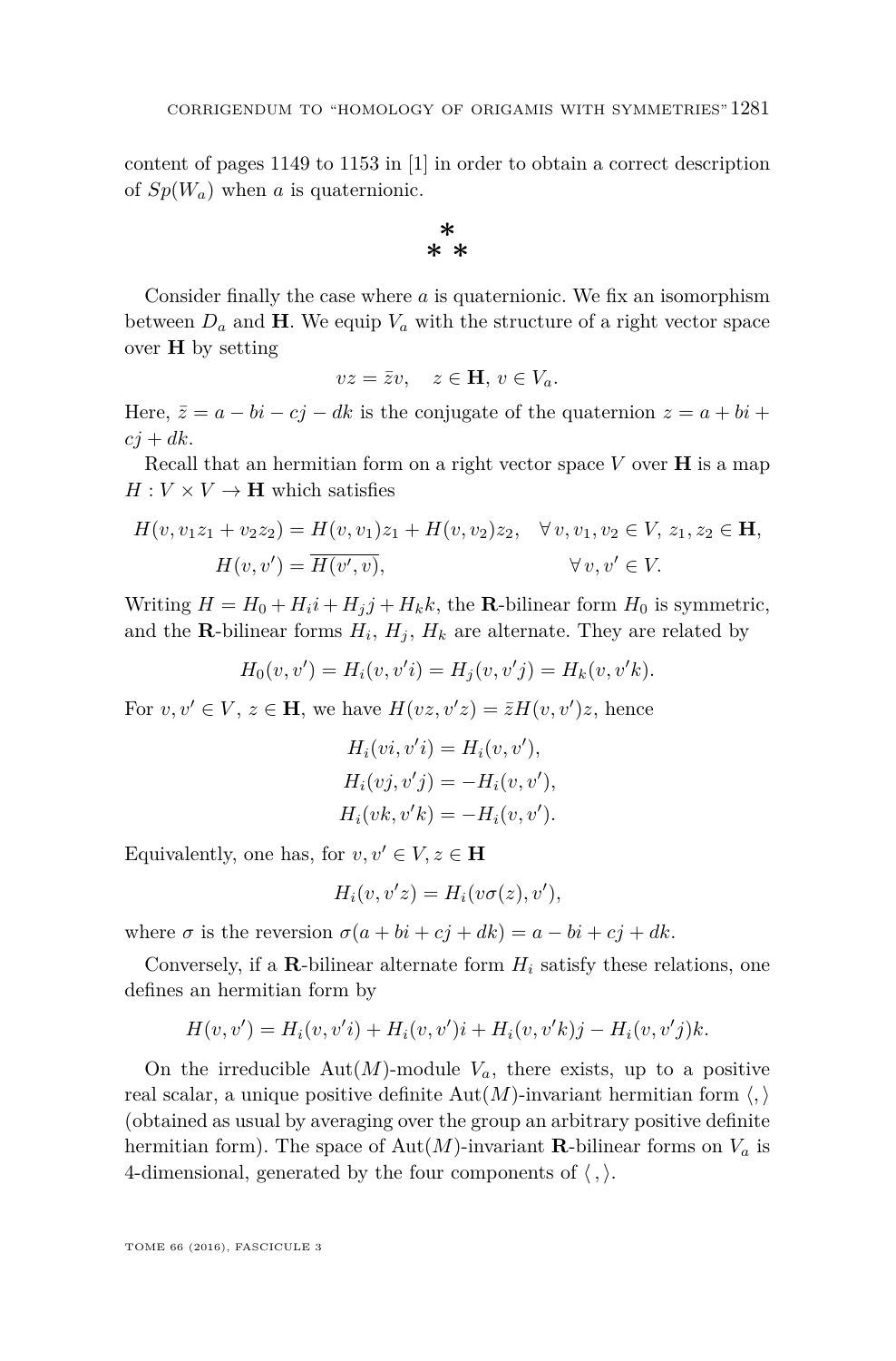content of pages 1149 to 1153 in [1] in order to obtain a correct description of $Sp(W_a)$ when $a$ is quaternionic.

\*
\* \*

Consider finally the case where $a$ is quaternionic. We fix an isomorphism between $D_a$ and $\mathbf{H}$. We equip $V_a$ with the structure of a right vector space over $\mathbf{H}$ by setting

$$vz = \bar{z}v, \quad z \in \mathbf{H},\, v \in V_a.$$

Here, $\bar{z} = a - bi - cj - dk$ is the conjugate of the quaternion $z = a + bi + cj + dk$.

Recall that an hermitian form on a right vector space $V$ over $\mathbf{H}$ is a map $H : V \times V \to \mathbf{H}$ which satisfies

$$H(v, v_1 z_1 + v_2 z_2) = H(v, v_1) z_1 + H(v, v_2) z_2, \quad \forall\, v, v_1, v_2 \in V,\, z_1, z_2 \in \mathbf{H},$$
$$H(v, v') = \overline{H(v', v)}, \qquad\qquad \forall\, v, v' \in V.$$

Writing $H = H_0 + H_i i + H_j j + H_k k$, the $\mathbf{R}$-bilinear form $H_0$ is symmetric, and the $\mathbf{R}$-bilinear forms $H_i$, $H_j$, $H_k$ are alternate. They are related by

$$H_0(v, v') = H_i(v, v'i) = H_j(v, v'j) = H_k(v, v'k).$$

For $v, v' \in V$, $z \in \mathbf{H}$, we have $H(vz, v'z) = \bar{z} H(v, v') z$, hence

$$H_i(vi, v'i) = H_i(v, v'),$$
$$H_i(vj, v'j) = -H_i(v, v'),$$
$$H_i(vk, v'k) = -H_i(v, v').$$

Equivalently, one has, for $v, v' \in V, z \in \mathbf{H}$

$$H_i(v, v'z) = H_i(v\sigma(z), v'),$$

where $\sigma$ is the reversion $\sigma(a + bi + cj + dk) = a - bi + cj + dk$.

Conversely, if a $\mathbf{R}$-bilinear alternate form $H_i$ satisfy these relations, one defines an hermitian form by

$$H(v, v') = H_i(v, v'i) + H_i(v, v')i + H_i(v, v'k)j - H_i(v, v'j)k.$$

On the irreducible $\mathrm{Aut}(M)$-module $V_a$, there exists, up to a positive real scalar, a unique positive definite $\mathrm{Aut}(M)$-invariant hermitian form $\langle , \rangle$ (obtained as usual by averaging over the group an arbitrary positive definite hermitian form). The space of $\mathrm{Aut}(M)$-invariant $\mathbf{R}$-bilinear forms on $V_a$ is 4-dimensional, generated by the four components of $\langle\, , \rangle$.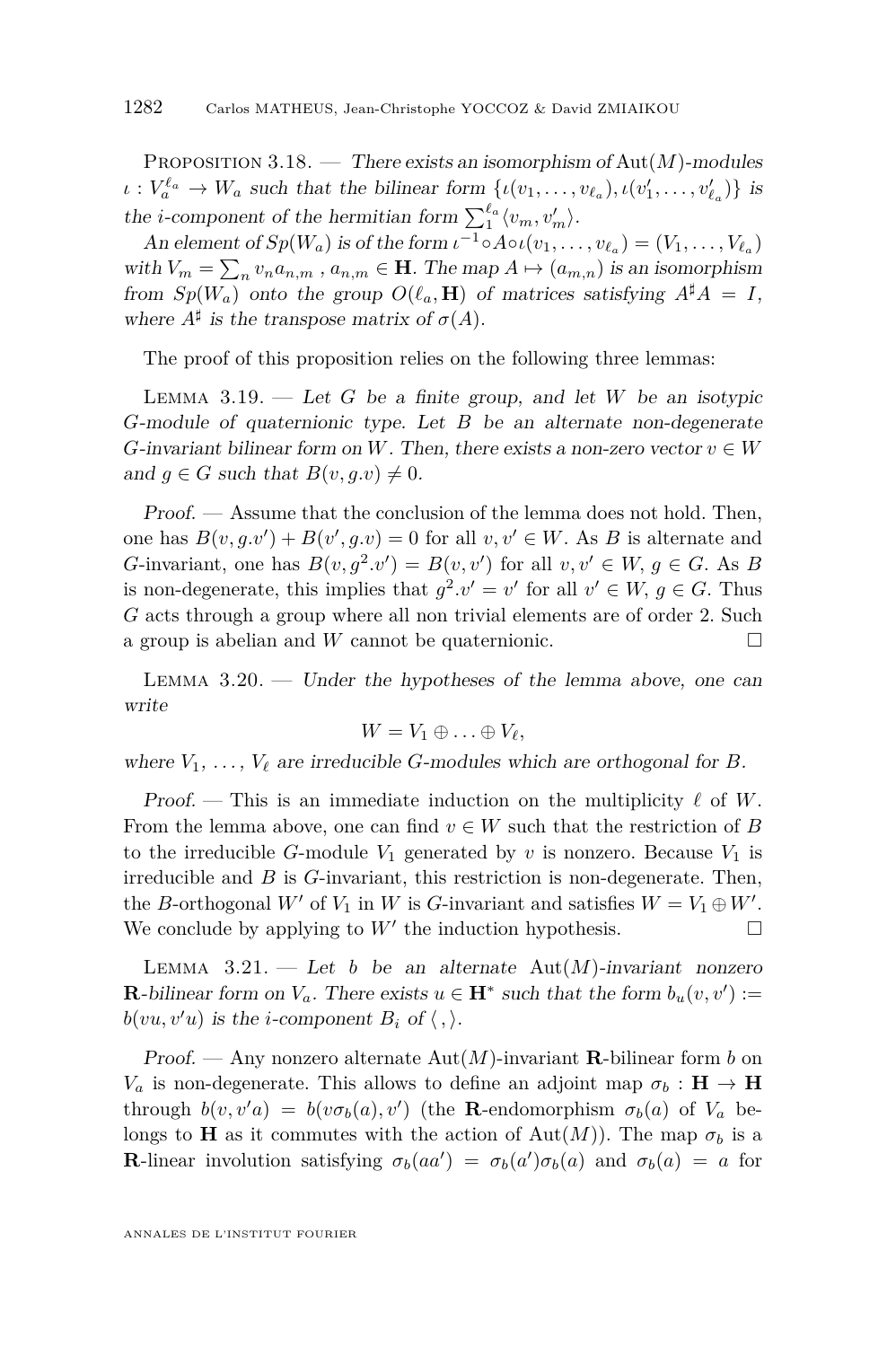Proposition 3.18. — *There exists an isomorphism of* $\mathrm{Aut}(M)$*-modules* $\iota : V_a^{\ell_a} \to W_a$ *such that the bilinear form* $\{\iota(v_1,\dots,v_{\ell_a}), \iota(v'_1,\dots,v'_{\ell_a})\}$ *is the* $i$*-component of the hermitian form* $\sum_1^{\ell_a}\langle v_m, v'_m\rangle$*.*

*An element of* $Sp(W_a)$ *is of the form* $\iota^{-1}\circ A\circ\iota(v_1,\dots,v_{\ell_a}) = (V_1,\dots,V_{\ell_a})$ *with* $V_m = \sum_n v_n a_{n,m}$ *,* $a_{n,m}\in \mathbf{H}$*. The map* $A \mapsto (a_{m,n})$ *is an isomorphism from* $Sp(W_a)$ *onto the group* $O(\ell_a, \mathbf{H})$ *of matrices satisfying* $A^\sharp A = I$*, where* $A^\sharp$ *is the transpose matrix of* $\sigma(A)$*.*

The proof of this proposition relies on the following three lemmas:

Lemma 3.19. — *Let* $G$ *be a finite group, and let* $W$ *be an isotypic* $G$*-module of quaternionic type. Let* $B$ *be an alternate non-degenerate* $G$*-invariant bilinear form on* $W$*. Then, there exists a non-zero vector* $v \in W$ *and* $g \in G$ *such that* $B(v, g.v) \neq 0$*.*

*Proof.* — Assume that the conclusion of the lemma does not hold. Then, one has $B(v, g.v') + B(v', g.v) = 0$ for all $v, v' \in W$. As $B$ is alternate and $G$-invariant, one has $B(v, g^2.v') = B(v, v')$ for all $v, v' \in W$, $g \in G$. As $B$ is non-degenerate, this implies that $g^2.v' = v'$ for all $v' \in W$, $g \in G$. Thus $G$ acts through a group where all non trivial elements are of order 2. Such a group is abelian and $W$ cannot be quaternionic. □

Lemma 3.20. — *Under the hypotheses of the lemma above, one can write*

$$W = V_1 \oplus \ldots \oplus V_\ell,$$

*where* $V_1, \ldots, V_\ell$ *are irreducible* $G$*-modules which are orthogonal for* $B$*.*

*Proof.* — This is an immediate induction on the multiplicity $\ell$ of $W$. From the lemma above, one can find $v \in W$ such that the restriction of $B$ to the irreducible $G$-module $V_1$ generated by $v$ is nonzero. Because $V_1$ is irreducible and $B$ is $G$-invariant, this restriction is non-degenerate. Then, the $B$-orthogonal $W'$ of $V_1$ in $W$ is $G$-invariant and satisfies $W = V_1 \oplus W'$. We conclude by applying to $W'$ the induction hypothesis. □

Lemma 3.21. — *Let* $b$ *be an alternate* $\mathrm{Aut}(M)$*-invariant nonzero* $\mathbf{R}$*-bilinear form on* $V_a$*. There exists* $u \in \mathbf{H}^*$ *such that the form* $b_u(v, v') := b(vu, v'u)$ *is the* $i$*-component* $B_i$ *of* $\langle\, ,\rangle$*.*

*Proof.* — Any nonzero alternate $\mathrm{Aut}(M)$-invariant $\mathbf{R}$-bilinear form $b$ on $V_a$ is non-degenerate. This allows to define an adjoint map $\sigma_b : \mathbf{H} \to \mathbf{H}$ through $b(v, v'a) = b(v\sigma_b(a), v')$ (the $\mathbf{R}$-endomorphism $\sigma_b(a)$ of $V_a$ belongs to $\mathbf{H}$ as it commutes with the action of $\mathrm{Aut}(M)$). The map $\sigma_b$ is a $\mathbf{R}$-linear involution satisfying $\sigma_b(aa') = \sigma_b(a')\sigma_b(a)$ and $\sigma_b(a) = a$ for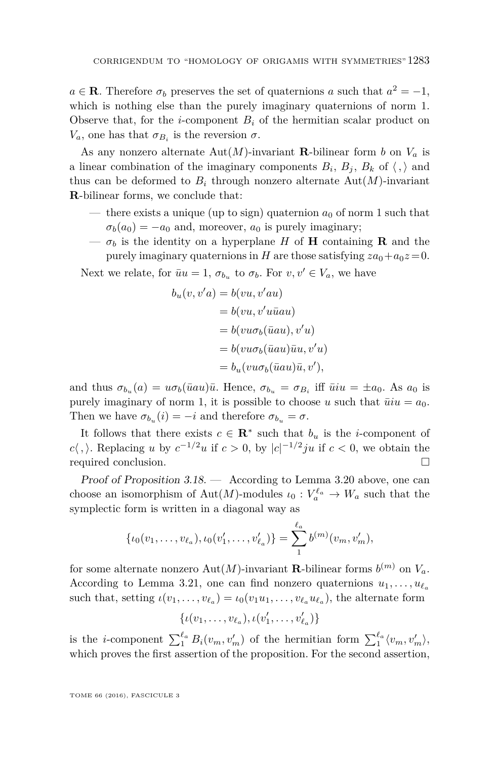$a \in \mathbf{R}$. Therefore $\sigma_b$ preserves the set of quaternions $a$ such that $a^2 = -1$, which is nothing else than the purely imaginary quaternions of norm 1. Observe that, for the $i$-component $B_i$ of the hermitian scalar product on $V_a$, one has that $\sigma_{B_i}$ is the reversion $\sigma$.

As any nonzero alternate $\mathrm{Aut}(M)$-invariant $\mathbf{R}$-bilinear form $b$ on $V_a$ is a linear combination of the imaginary components $B_i$, $B_j$, $B_k$ of $\langle\,,\rangle$ and thus can be deformed to $B_i$ through nonzero alternate $\mathrm{Aut}(M)$-invariant $\mathbf{R}$-bilinear forms, we conclude that:

- there exists a unique (up to sign) quaternion $a_0$ of norm 1 such that $\sigma_b(a_0) = -a_0$ and, moreover, $a_0$ is purely imaginary;
- $\sigma_b$ is the identity on a hyperplane $H$ of $\mathbf{H}$ containing $\mathbf{R}$ and the purely imaginary quaternions in $H$ are those satisfying $za_0 + a_0 z = 0$.

Next we relate, for $\bar{u}u = 1$, $\sigma_{b_u}$ to $\sigma_b$. For $v, v' \in V_a$, we have

$$\begin{aligned}
b_u(v, v'a) &= b(vu, v'au) \\
&= b(vu, v'u\bar{u}au) \\
&= b(vu\sigma_b(\bar{u}au), v'u) \\
&= b(vu\sigma_b(\bar{u}au)\bar{u}u, v'u) \\
&= b_u(vu\sigma_b(\bar{u}au)\bar{u}, v'),
\end{aligned}$$

and thus $\sigma_{b_u}(a) = u\sigma_b(\bar{u}au)\bar{u}$. Hence, $\sigma_{b_u} = \sigma_{B_i}$ iff $\bar{u}iu = \pm a_0$. As $a_0$ is purely imaginary of norm 1, it is possible to choose $u$ such that $\bar{u}iu = a_0$. Then we have $\sigma_{b_u}(i) = -i$ and therefore $\sigma_{b_u} = \sigma$.

It follows that there exists $c \in \mathbf{R}^*$ such that $b_u$ is the $i$-component of $c\langle\,,\rangle$. Replacing $u$ by $c^{-1/2}u$ if $c > 0$, by $|c|^{-1/2}ju$ if $c < 0$, we obtain the required conclusion. $\square$

*Proof of Proposition 3.18.* — According to Lemma 3.20 above, one can choose an isomorphism of $\mathrm{Aut}(M)$-modules $\iota_0 : V_a^{\ell_a} \to W_a$ such that the symplectic form is written in a diagonal way as

$$\{\iota_0(v_1, \ldots, v_{\ell_a}), \iota_0(v'_1, \ldots, v'_{\ell_a})\} = \sum_1^{\ell_a} b^{(m)}(v_m, v'_m),$$

for some alternate nonzero $\mathrm{Aut}(M)$-invariant $\mathbf{R}$-bilinear forms $b^{(m)}$ on $V_a$. According to Lemma 3.21, one can find nonzero quaternions $u_1, \ldots, u_{\ell_a}$ such that, setting $\iota(v_1, \ldots, v_{\ell_a}) = \iota_0(v_1 u_1, \ldots, v_{\ell_a} u_{\ell_a})$, the alternate form

$$\{\iota(v_1, \ldots, v_{\ell_a}), \iota(v'_1, \ldots, v'_{\ell_a})\}$$

is the $i$-component $\sum_1^{\ell_a} B_i(v_m, v'_m)$ of the hermitian form $\sum_1^{\ell_a} \langle v_m, v'_m\rangle$, which proves the first assertion of the proposition. For the second assertion,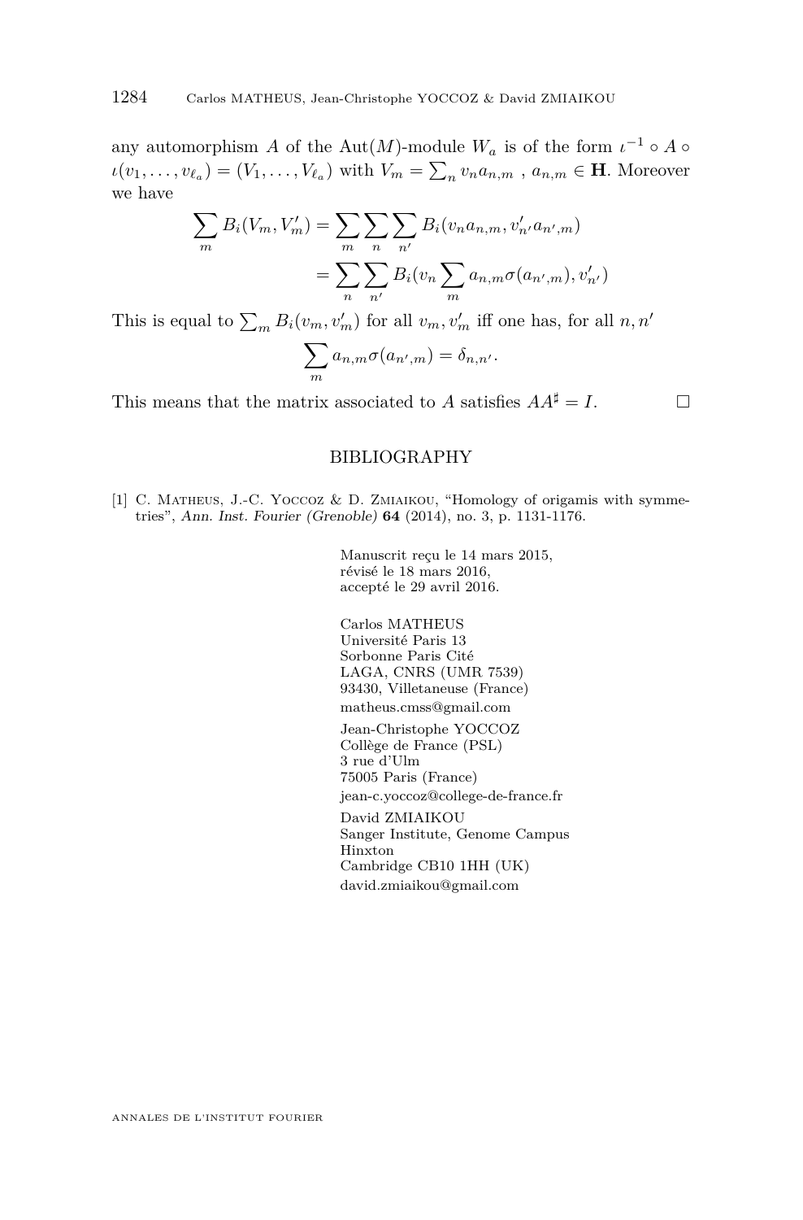any automorphism $A$ of the $\mathrm{Aut}(M)$-module $W_a$ is of the form $\iota^{-1} \circ A \circ \iota(v_1, \ldots, v_{\ell_a}) = (V_1, \ldots, V_{\ell_a})$ with $V_m = \sum_n v_n a_{n,m}$ , $a_{n,m} \in \mathbf{H}$. Moreover we have

$$\begin{aligned}\sum_m B_i(V_m, V'_m) &= \sum_m \sum_n \sum_{n'} B_i(v_n a_{n,m}, v'_{n'} a_{n',m}) \\ &= \sum_n \sum_{n'} B_i(v_n \sum_m a_{n,m} \sigma(a_{n',m}), v'_{n'})\end{aligned}$$

This is equal to $\sum_m B_i(v_m, v'_m)$ for all $v_m, v'_m$ iff one has, for all $n, n'$

$$\sum_m a_{n,m} \sigma(a_{n',m}) = \delta_{n,n'}.$$

This means that the matrix associated to $A$ satisfies $AA^\sharp = I$. □

## BIBLIOGRAPHY

[1] C. Matheus, J.-C. Yoccoz & D. Zmiaikou, "Homology of origamis with symmetries", *Ann. Inst. Fourier (Grenoble)* **64** (2014), no. 3, p. 1131-1176.

Manuscrit reçu le 14 mars 2015,
révisé le 18 mars 2016,
accepté le 29 avril 2016.

Carlos MATHEUS
Université Paris 13
Sorbonne Paris Cité
LAGA, CNRS (UMR 7539)
93430, Villetaneuse (France)
matheus.cmss@gmail.com

Jean-Christophe YOCCOZ
Collège de France (PSL)
3 rue d'Ulm
75005 Paris (France)
jean-c.yoccoz@college-de-france.fr

David ZMIAIKOU
Sanger Institute, Genome Campus
Hinxton
Cambridge CB10 1HH (UK)
david.zmiaikou@gmail.com